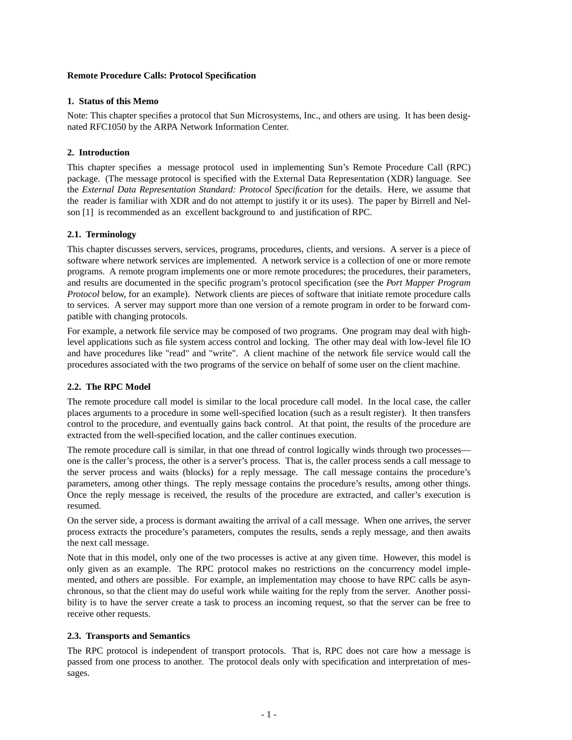# Remote Procedure Calls: Protocol Specification

## 1. Status of this Memo

Note: This chapter specifies a protocol that Sun Microsystems, Inc., and others are using. It has been designated RFC1050 by the ARPA Network Information Center.

## 2. Introduction

This chapter specifies a message protocol used in implementing Sun's Remote Procedure Call (RPC) package. (The message protocol is specified with the External Data Representation (XDR) language. See the *External Data Representation Standard: Protocol Specification* for the details. Here, we assume that the reader is familiar with XDR and do not attempt to justify it or its uses). The paper by Birrell and Nelson [1] is recommended as an excellent background to and justification of RPC.

### 2.1. Terminology

This chapter discusses servers, services, programs, procedures, clients, and versions. A server is a piece of software where network services are implemented. A network service is a collection of one or more remote programs. A remote program implements one or more remote procedures; the procedures, their parameters, and results are documented in the specific program's protocol specification (see the *Port Mapper Program Protocol* below, for an example). Network clients are pieces of software that initiate remote procedure calls to services. A server may support more than one version of a remote program in order to be forward compatible with changing protocols.

For example, a network file service may be composed of two programs. One program may deal with high-level applications such as file system access control and locking. The other may deal with low-level file IO and have procedures like "read" and "write". A client machine of the network file service would call the procedures associated with the two programs of the service on behalf of some user on the client machine.

### 2.2. The RPC Model

The remote procedure call model is similar to the local procedure call model. In the local case, the caller places arguments to a procedure in some well-specified location (such as a result register). It then transfers control to the procedure, and eventually gains back control. At that point, the results of the procedure are extracted from the well-specified location, and the caller continues execution.

The remote procedure call is similar, in that one thread of control logically winds through two processes—one is the caller's process, the other is a server's process. That is, the caller process sends a call message to the server process and waits (blocks) for a reply message. The call message contains the procedure's parameters, among other things. The reply message contains the procedure's results, among other things. Once the reply message is received, the results of the procedure are extracted, and caller's execution is resumed.

On the server side, a process is dormant awaiting the arrival of a call message. When one arrives, the server process extracts the procedure's parameters, computes the results, sends a reply message, and then awaits the next call message.

Note that in this model, only one of the two processes is active at any given time. However, this model is only given as an example. The RPC protocol makes no restrictions on the concurrency model implemented, and others are possible. For example, an implementation may choose to have RPC calls be asynchronous, so that the client may do useful work while waiting for the reply from the server. Another possibility is to have the server create a task to process an incoming request, so that the server can be free to receive other requests.

### 2.3. Transports and Semantics

The RPC protocol is independent of transport protocols. That is, RPC does not care how a message is passed from one process to another. The protocol deals only with specification and interpretation of messages.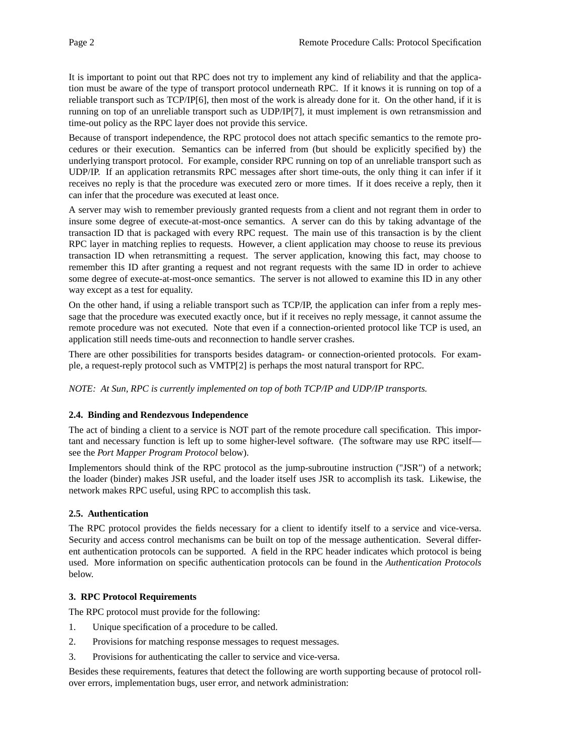It is important to point out that RPC does not try to implement any kind of reliability and that the application must be aware of the type of transport protocol underneath RPC. If it knows it is running on top of a reliable transport such as TCP/IP[6], then most of the work is already done for it. On the other hand, if it is running on top of an unreliable transport such as UDP/IP[7], it must implement is own retransmission and time-out policy as the RPC layer does not provide this service.

Because of transport independence, the RPC protocol does not attach specific semantics to the remote procedures or their execution. Semantics can be inferred from (but should be explicitly specified by) the underlying transport protocol. For example, consider RPC running on top of an unreliable transport such as UDP/IP. If an application retransmits RPC messages after short time-outs, the only thing it can infer if it receives no reply is that the procedure was executed zero or more times. If it does receive a reply, then it can infer that the procedure was executed at least once.

A server may wish to remember previously granted requests from a client and not regrant them in order to insure some degree of execute-at-most-once semantics. A server can do this by taking advantage of the transaction ID that is packaged with every RPC request. The main use of this transaction is by the client RPC layer in matching replies to requests. However, a client application may choose to reuse its previous transaction ID when retransmitting a request. The server application, knowing this fact, may choose to remember this ID after granting a request and not regrant requests with the same ID in order to achieve some degree of execute-at-most-once semantics. The server is not allowed to examine this ID in any other way except as a test for equality.

On the other hand, if using a reliable transport such as TCP/IP, the application can infer from a reply message that the procedure was executed exactly once, but if it receives no reply message, it cannot assume the remote procedure was not executed. Note that even if a connection-oriented protocol like TCP is used, an application still needs time-outs and reconnection to handle server crashes.

There are other possibilities for transports besides datagram- or connection-oriented protocols. For example, a request-reply protocol such as VMTP[2] is perhaps the most natural transport for RPC.

*NOTE: At Sun, RPC is currently implemented on top of both TCP/IP and UDP/IP transports.*

### 2.4. Binding and Rendezvous Independence

The act of binding a client to a service is NOT part of the remote procedure call specification. This important and necessary function is left up to some higher-level software. (The software may use RPC itself—see the *Port Mapper Program Protocol* below).

Implementors should think of the RPC protocol as the jump-subroutine instruction ("JSR") of a network; the loader (binder) makes JSR useful, and the loader itself uses JSR to accomplish its task. Likewise, the network makes RPC useful, using RPC to accomplish this task.

### 2.5. Authentication

The RPC protocol provides the fields necessary for a client to identify itself to a service and vice-versa. Security and access control mechanisms can be built on top of the message authentication. Several different authentication protocols can be supported. A field in the RPC header indicates which protocol is being used. More information on specific authentication protocols can be found in the *Authentication Protocols* below.

## 3. RPC Protocol Requirements

The RPC protocol must provide for the following:

1. Unique specification of a procedure to be called.
2. Provisions for matching response messages to request messages.
3. Provisions for authenticating the caller to service and vice-versa.

Besides these requirements, features that detect the following are worth supporting because of protocol roll-over errors, implementation bugs, user error, and network administration: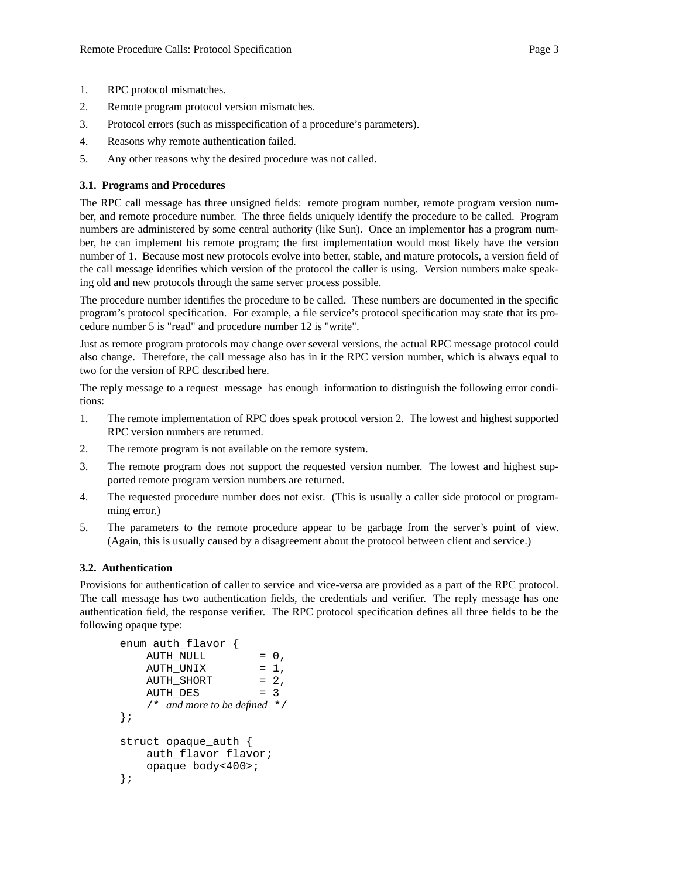1. RPC protocol mismatches.
2. Remote program protocol version mismatches.
3. Protocol errors (such as misspecification of a procedure's parameters).
4. Reasons why remote authentication failed.
5. Any other reasons why the desired procedure was not called.

### 3.1. Programs and Procedures

The RPC call message has three unsigned fields: remote program number, remote program version number, and remote procedure number. The three fields uniquely identify the procedure to be called. Program numbers are administered by some central authority (like Sun). Once an implementor has a program number, he can implement his remote program; the first implementation would most likely have the version number of 1. Because most new protocols evolve into better, stable, and mature protocols, a version field of the call message identifies which version of the protocol the caller is using. Version numbers make speaking old and new protocols through the same server process possible.

The procedure number identifies the procedure to be called. These numbers are documented in the specific program's protocol specification. For example, a file service's protocol specification may state that its procedure number 5 is "read" and procedure number 12 is "write".

Just as remote program protocols may change over several versions, the actual RPC message protocol could also change. Therefore, the call message also has in it the RPC version number, which is always equal to two for the version of RPC described here.

The reply message to a request message has enough information to distinguish the following error conditions:

1. The remote implementation of RPC does speak protocol version 2. The lowest and highest supported RPC version numbers are returned.
2. The remote program is not available on the remote system.
3. The remote program does not support the requested version number. The lowest and highest supported remote program version numbers are returned.
4. The requested procedure number does not exist. (This is usually a caller side protocol or programming error.)
5. The parameters to the remote procedure appear to be garbage from the server's point of view. (Again, this is usually caused by a disagreement about the protocol between client and service.)

### 3.2. Authentication

Provisions for authentication of caller to service and vice-versa are provided as a part of the RPC protocol. The call message has two authentication fields, the credentials and verifier. The reply message has one authentication field, the response verifier. The RPC protocol specification defines all three fields to be the following opaque type:

```
enum auth_flavor {
    AUTH_NULL        = 0,
    AUTH_UNIX        = 1,
    AUTH_SHORT       = 2,
    AUTH_DES         = 3
    /* and more to be defined */
};

struct opaque_auth {
    auth_flavor flavor;
    opaque body<400>;
};
```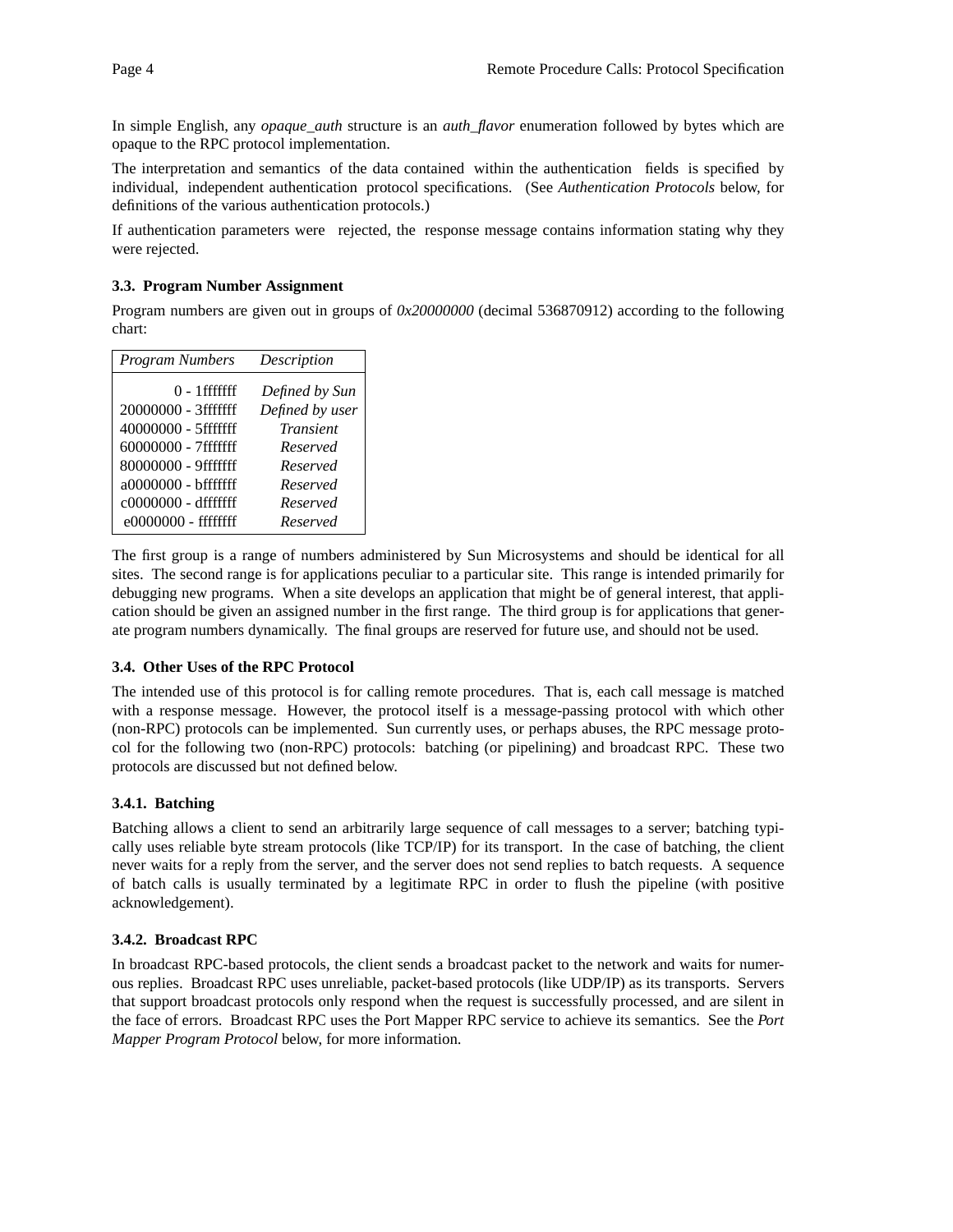In simple English, any *opaque_auth* structure is an *auth_flavor* enumeration followed by bytes which are opaque to the RPC protocol implementation.

The interpretation and semantics of the data contained within the authentication fields is specified by individual, independent authentication protocol specifications. (See *Authentication Protocols* below, for definitions of the various authentication protocols.)

If authentication parameters were rejected, the response message contains information stating why they were rejected.

### 3.3. Program Number Assignment

Program numbers are given out in groups of *0x20000000* (decimal 536870912) according to the following chart:

| *Program Numbers* | *Description* |
|---|---|
| 0 - 1fffffff | *Defined by Sun* |
| 20000000 - 3fffffff | *Defined by user* |
| 40000000 - 5fffffff | *Transient* |
| 60000000 - 7fffffff | *Reserved* |
| 80000000 - 9fffffff | *Reserved* |
| a0000000 - bfffffff | *Reserved* |
| c0000000 - dfffffff | *Reserved* |
| e0000000 - ffffffff | *Reserved* |

The first group is a range of numbers administered by Sun Microsystems and should be identical for all sites. The second range is for applications peculiar to a particular site. This range is intended primarily for debugging new programs. When a site develops an application that might be of general interest, that application should be given an assigned number in the first range. The third group is for applications that generate program numbers dynamically. The final groups are reserved for future use, and should not be used.

### 3.4. Other Uses of the RPC Protocol

The intended use of this protocol is for calling remote procedures. That is, each call message is matched with a response message. However, the protocol itself is a message-passing protocol with which other (non-RPC) protocols can be implemented. Sun currently uses, or perhaps abuses, the RPC message protocol for the following two (non-RPC) protocols: batching (or pipelining) and broadcast RPC. These two protocols are discussed but not defined below.

#### 3.4.1. Batching

Batching allows a client to send an arbitrarily large sequence of call messages to a server; batching typically uses reliable byte stream protocols (like TCP/IP) for its transport. In the case of batching, the client never waits for a reply from the server, and the server does not send replies to batch requests. A sequence of batch calls is usually terminated by a legitimate RPC in order to flush the pipeline (with positive acknowledgement).

#### 3.4.2. Broadcast RPC

In broadcast RPC-based protocols, the client sends a broadcast packet to the network and waits for numerous replies. Broadcast RPC uses unreliable, packet-based protocols (like UDP/IP) as its transports. Servers that support broadcast protocols only respond when the request is successfully processed, and are silent in the face of errors. Broadcast RPC uses the Port Mapper RPC service to achieve its semantics. See the *Port Mapper Program Protocol* below, for more information.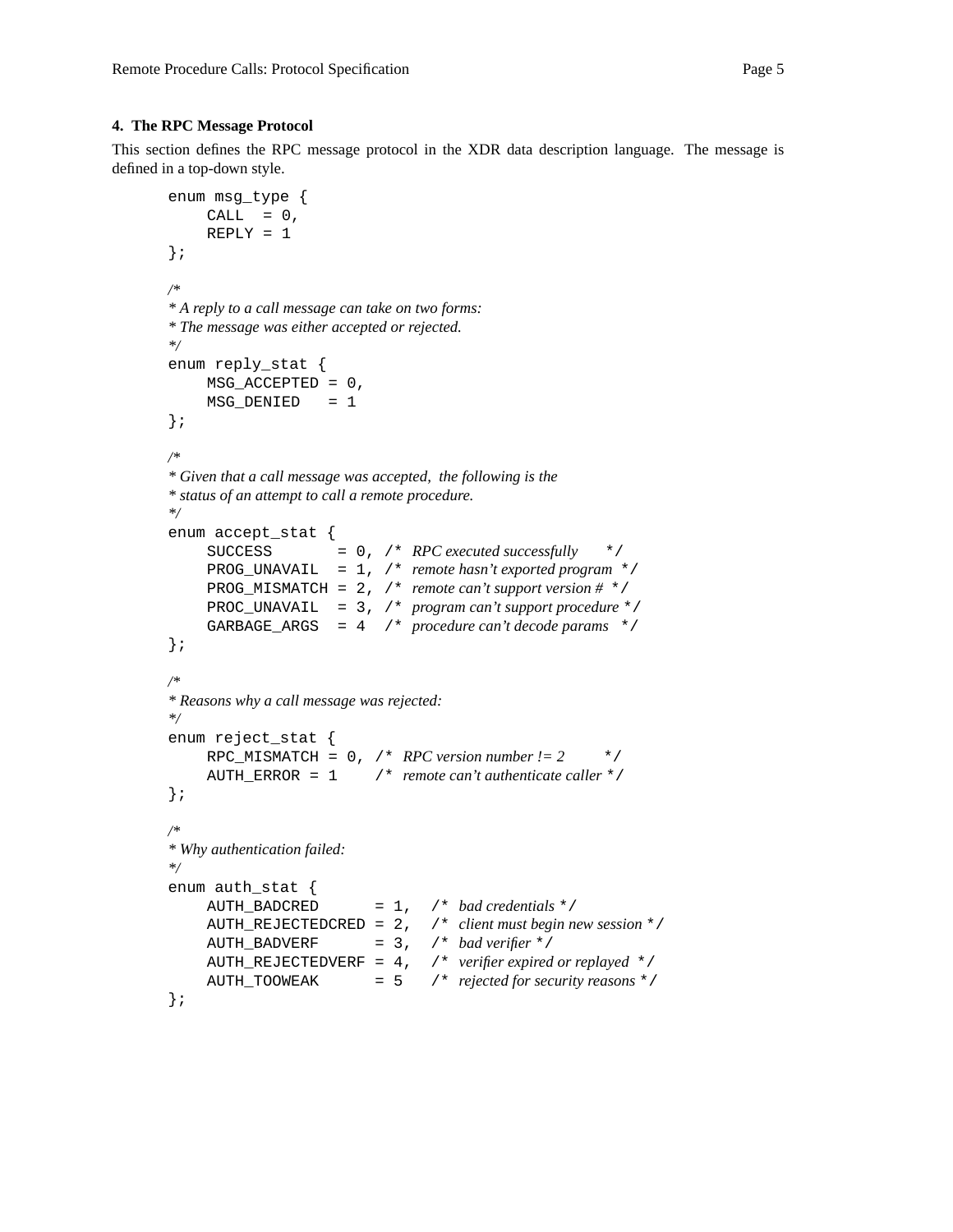## 4. The RPC Message Protocol

This section defines the RPC message protocol in the XDR data description language. The message is defined in a top-down style.

```
enum msg_type {
    CALL  = 0,
    REPLY = 1
};

/*
* A reply to a call message can take on two forms:
* The message was either accepted or rejected.
*/
enum reply_stat {
    MSG_ACCEPTED = 0,
    MSG_DENIED   = 1
};

/*
* Given that a call message was accepted, the following is the
* status of an attempt to call a remote procedure.
*/
enum accept_stat {
    SUCCESS       = 0, /* RPC executed successfully      */
    PROG_UNAVAIL  = 1, /* remote hasn't exported program  */
    PROG_MISMATCH = 2, /* remote can't support version #  */
    PROC_UNAVAIL  = 3, /* program can't support procedure */
    GARBAGE_ARGS  = 4  /* procedure can't decode params   */
};

/*
* Reasons why a call message was rejected:
*/
enum reject_stat {
    RPC_MISMATCH = 0, /* RPC version number != 2        */
    AUTH_ERROR = 1    /* remote can't authenticate caller */
};

/*
* Why authentication failed:
*/
enum auth_stat {
    AUTH_BADCRED      = 1,  /* bad credentials */
    AUTH_REJECTEDCRED = 2,  /* client must begin new session */
    AUTH_BADVERF      = 3,  /* bad verifier */
    AUTH_REJECTEDVERF = 4,  /* verifier expired or replayed */
    AUTH_TOOWEAK      = 5   /* rejected for security reasons */
};
```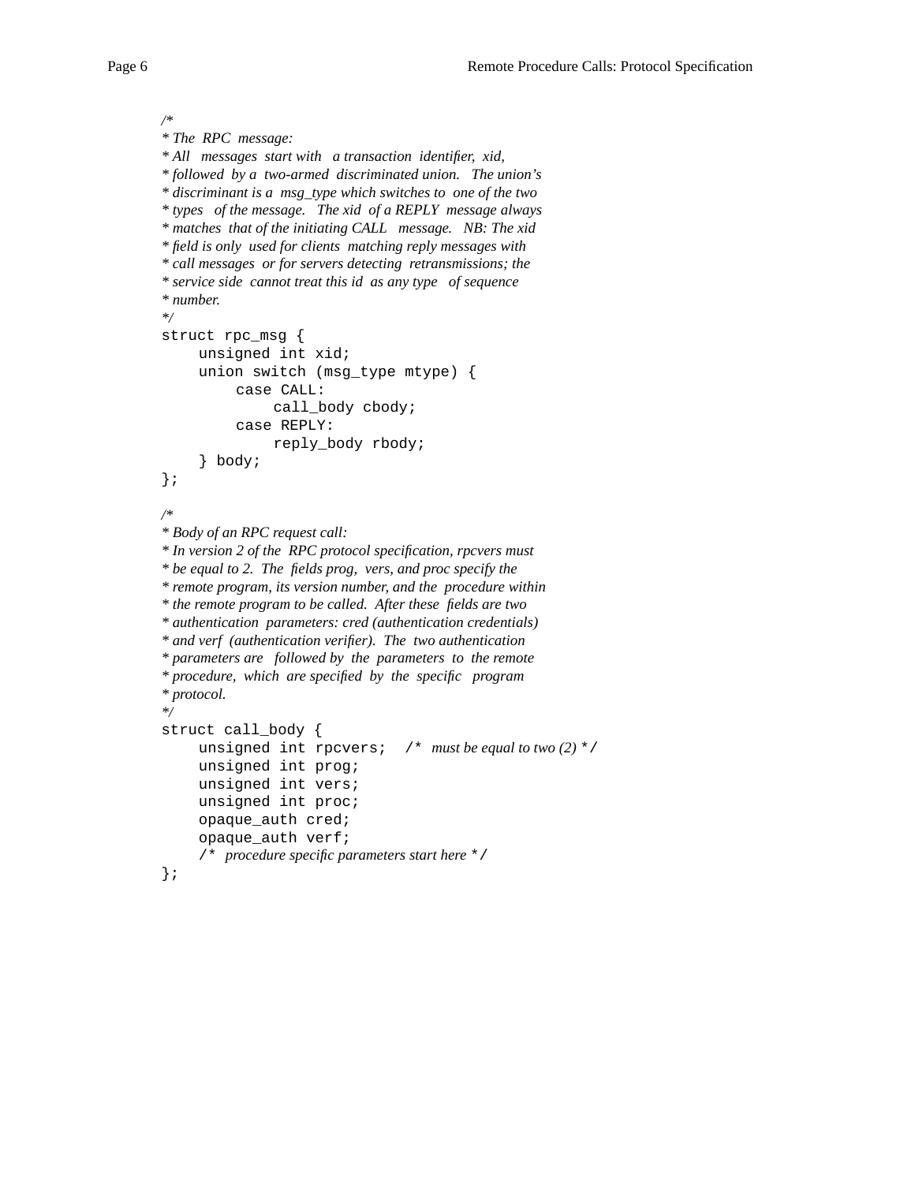```
/*
* The RPC message:
* All messages start with a transaction identifier, xid,
* followed by a two-armed discriminated union. The union's
* discriminant is a msg_type which switches to one of the two
* types of the message. The xid of a REPLY message always
* matches that of the initiating CALL message. NB: The xid
* field is only used for clients matching reply messages with
* call messages or for servers detecting retransmissions; the
* service side cannot treat this id as any type of sequence
* number.
*/
struct rpc_msg {
    unsigned int xid;
    union switch (msg_type mtype) {
        case CALL:
            call_body cbody;
        case REPLY:
            reply_body rbody;
    } body;
};

/*
* Body of an RPC request call:
* In version 2 of the RPC protocol specification, rpcvers must
* be equal to 2. The fields prog, vers, and proc specify the
* remote program, its version number, and the procedure within
* the remote program to be called. After these fields are two
* authentication parameters: cred (authentication credentials)
* and verf (authentication verifier). The two authentication
* parameters are followed by the parameters to the remote
* procedure, which are specified by the specific program
* protocol.
*/
struct call_body {
    unsigned int rpcvers;  /* must be equal to two (2) */
    unsigned int prog;
    unsigned int vers;
    unsigned int proc;
    opaque_auth cred;
    opaque_auth verf;
    /* procedure specific parameters start here */
};
```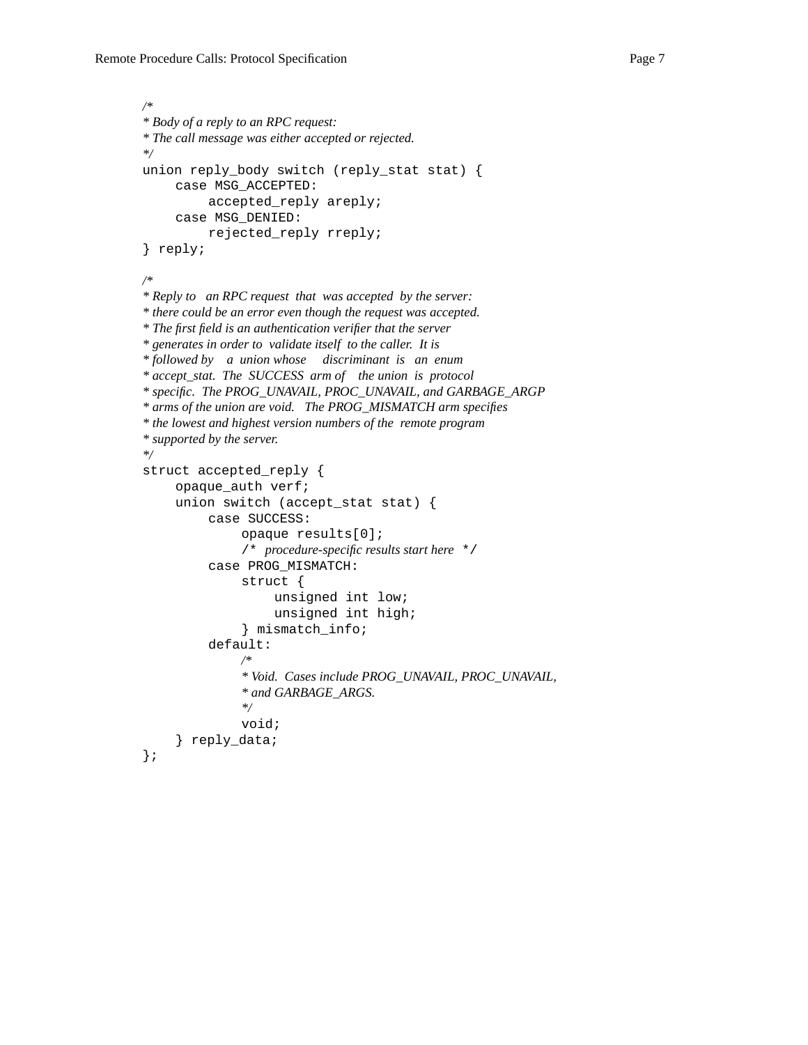```
/*
 * Body of a reply to an RPC request:
 * The call message was either accepted or rejected.
 */
union reply_body switch (reply_stat stat) {
    case MSG_ACCEPTED:
        accepted_reply areply;
    case MSG_DENIED:
        rejected_reply rreply;
} reply;

/*
 * Reply to an RPC request that was accepted by the server:
 * there could be an error even though the request was accepted.
 * The first field is an authentication verifier that the server
 * generates in order to validate itself to the caller. It is
 * followed by a union whose discriminant is an enum
 * accept_stat. The SUCCESS arm of the union is protocol
 * specific. The PROG_UNAVAIL, PROC_UNAVAIL, and GARBAGE_ARGP
 * arms of the union are void. The PROG_MISMATCH arm specifies
 * the lowest and highest version numbers of the remote program
 * supported by the server.
 */
struct accepted_reply {
    opaque_auth verf;
    union switch (accept_stat stat) {
        case SUCCESS:
            opaque results[0];
            /* procedure-specific results start here */
        case PROG_MISMATCH:
            struct {
                unsigned int low;
                unsigned int high;
            } mismatch_info;
        default:
            /*
             * Void. Cases include PROG_UNAVAIL, PROC_UNAVAIL,
             * and GARBAGE_ARGS.
             */
            void;
    } reply_data;
};
```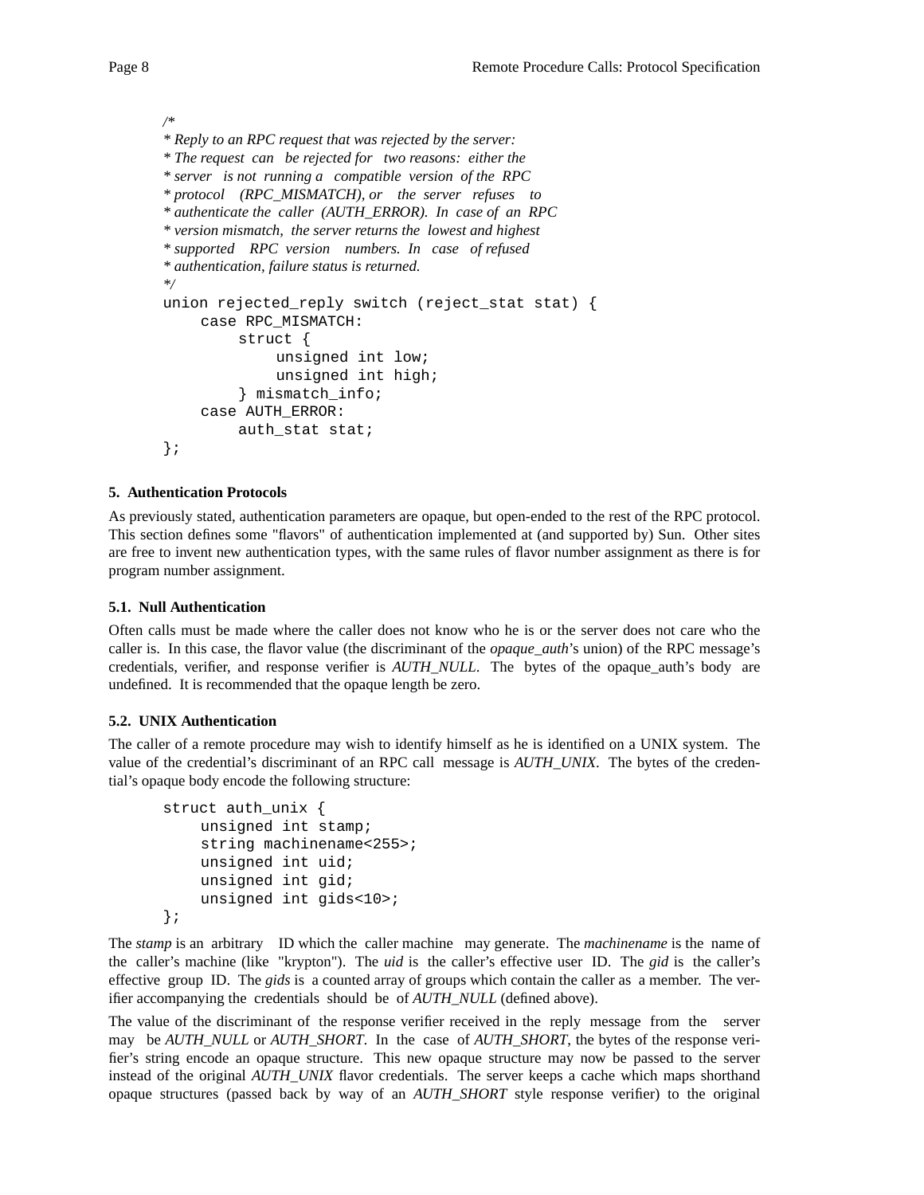```
/*
 * Reply to an RPC request that was rejected by the server:
 * The request can be rejected for two reasons: either the
 * server is not running a compatible version of the RPC
 * protocol (RPC_MISMATCH), or the server refuses to
 * authenticate the caller (AUTH_ERROR). In case of an RPC
 * version mismatch, the server returns the lowest and highest
 * supported RPC version numbers. In case of refused
 * authentication, failure status is returned.
 */
union rejected_reply switch (reject_stat stat) {
    case RPC_MISMATCH:
        struct {
            unsigned int low;
            unsigned int high;
        } mismatch_info;
    case AUTH_ERROR:
        auth_stat stat;
};
```

## 5. Authentication Protocols

As previously stated, authentication parameters are opaque, but open-ended to the rest of the RPC protocol. This section defines some "flavors" of authentication implemented at (and supported by) Sun. Other sites are free to invent new authentication types, with the same rules of flavor number assignment as there is for program number assignment.

### 5.1. Null Authentication

Often calls must be made where the caller does not know who he is or the server does not care who the caller is. In this case, the flavor value (the discriminant of the *opaque_auth*'s union) of the RPC message's credentials, verifier, and response verifier is *AUTH_NULL*. The bytes of the opaque_auth's body are undefined. It is recommended that the opaque length be zero.

### 5.2. UNIX Authentication

The caller of a remote procedure may wish to identify himself as he is identified on a UNIX system. The value of the credential's discriminant of an RPC call message is *AUTH_UNIX*. The bytes of the credential's opaque body encode the following structure:

```
struct auth_unix {
    unsigned int stamp;
    string machinename<255>;
    unsigned int uid;
    unsigned int gid;
    unsigned int gids<10>;
};
```

The *stamp* is an arbitrary ID which the caller machine may generate. The *machinename* is the name of the caller's machine (like "krypton"). The *uid* is the caller's effective user ID. The *gid* is the caller's effective group ID. The *gids* is a counted array of groups which contain the caller as a member. The verifier accompanying the credentials should be of *AUTH_NULL* (defined above).

The value of the discriminant of the response verifier received in the reply message from the server may be *AUTH_NULL* or *AUTH_SHORT*. In the case of *AUTH_SHORT*, the bytes of the response verifier's string encode an opaque structure. This new opaque structure may now be passed to the server instead of the original *AUTH_UNIX* flavor credentials. The server keeps a cache which maps shorthand opaque structures (passed back by way of an *AUTH_SHORT* style response verifier) to the original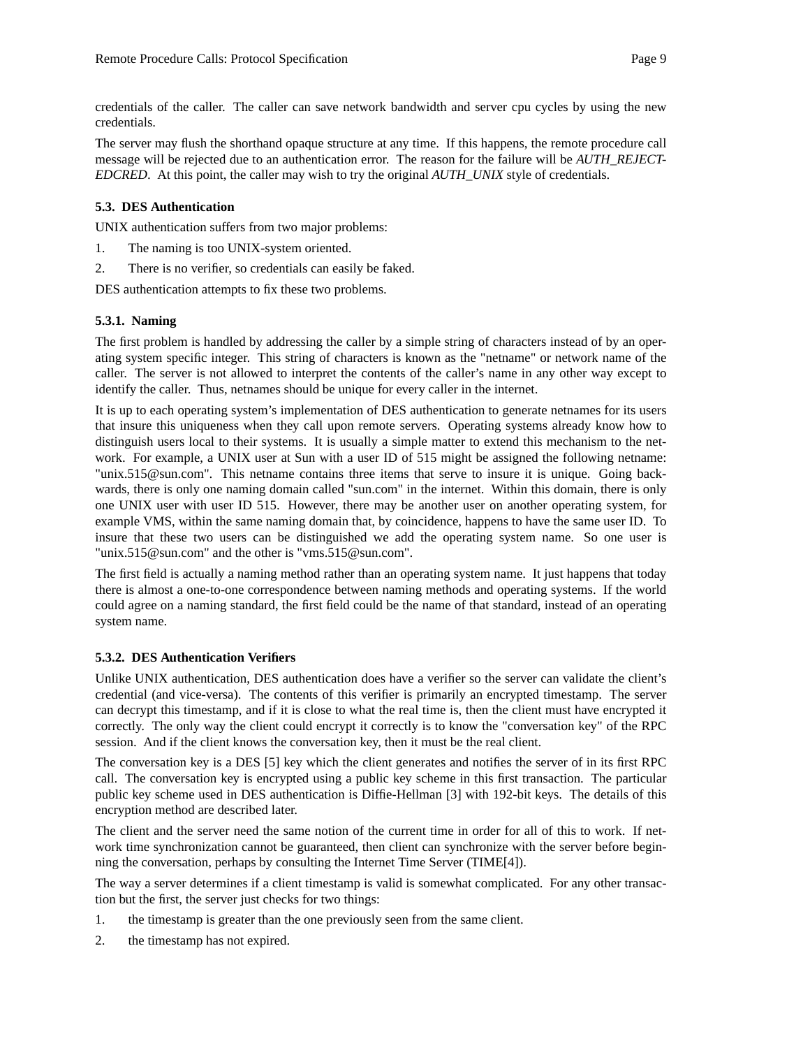credentials of the caller. The caller can save network bandwidth and server cpu cycles by using the new credentials.

The server may flush the shorthand opaque structure at any time. If this happens, the remote procedure call message will be rejected due to an authentication error. The reason for the failure will be *AUTH_REJECTEDCRED*. At this point, the caller may wish to try the original *AUTH_UNIX* style of credentials.

### 5.3. DES Authentication

UNIX authentication suffers from two major problems:

1. The naming is too UNIX-system oriented.
2. There is no verifier, so credentials can easily be faked.

DES authentication attempts to fix these two problems.

#### 5.3.1. Naming

The first problem is handled by addressing the caller by a simple string of characters instead of by an operating system specific integer. This string of characters is known as the "netname" or network name of the caller. The server is not allowed to interpret the contents of the caller's name in any other way except to identify the caller. Thus, netnames should be unique for every caller in the internet.

It is up to each operating system's implementation of DES authentication to generate netnames for its users that insure this uniqueness when they call upon remote servers. Operating systems already know how to distinguish users local to their systems. It is usually a simple matter to extend this mechanism to the network. For example, a UNIX user at Sun with a user ID of 515 might be assigned the following netname: "unix.515@sun.com". This netname contains three items that serve to insure it is unique. Going backwards, there is only one naming domain called "sun.com" in the internet. Within this domain, there is only one UNIX user with user ID 515. However, there may be another user on another operating system, for example VMS, within the same naming domain that, by coincidence, happens to have the same user ID. To insure that these two users can be distinguished we add the operating system name. So one user is "unix.515@sun.com" and the other is "vms.515@sun.com".

The first field is actually a naming method rather than an operating system name. It just happens that today there is almost a one-to-one correspondence between naming methods and operating systems. If the world could agree on a naming standard, the first field could be the name of that standard, instead of an operating system name.

#### 5.3.2. DES Authentication Verifiers

Unlike UNIX authentication, DES authentication does have a verifier so the server can validate the client's credential (and vice-versa). The contents of this verifier is primarily an encrypted timestamp. The server can decrypt this timestamp, and if it is close to what the real time is, then the client must have encrypted it correctly. The only way the client could encrypt it correctly is to know the "conversation key" of the RPC session. And if the client knows the conversation key, then it must be the real client.

The conversation key is a DES [5] key which the client generates and notifies the server of in its first RPC call. The conversation key is encrypted using a public key scheme in this first transaction. The particular public key scheme used in DES authentication is Diffie-Hellman [3] with 192-bit keys. The details of this encryption method are described later.

The client and the server need the same notion of the current time in order for all of this to work. If network time synchronization cannot be guaranteed, then client can synchronize with the server before beginning the conversation, perhaps by consulting the Internet Time Server (TIME[4]).

The way a server determines if a client timestamp is valid is somewhat complicated. For any other transaction but the first, the server just checks for two things:

1. the timestamp is greater than the one previously seen from the same client.
2. the timestamp has not expired.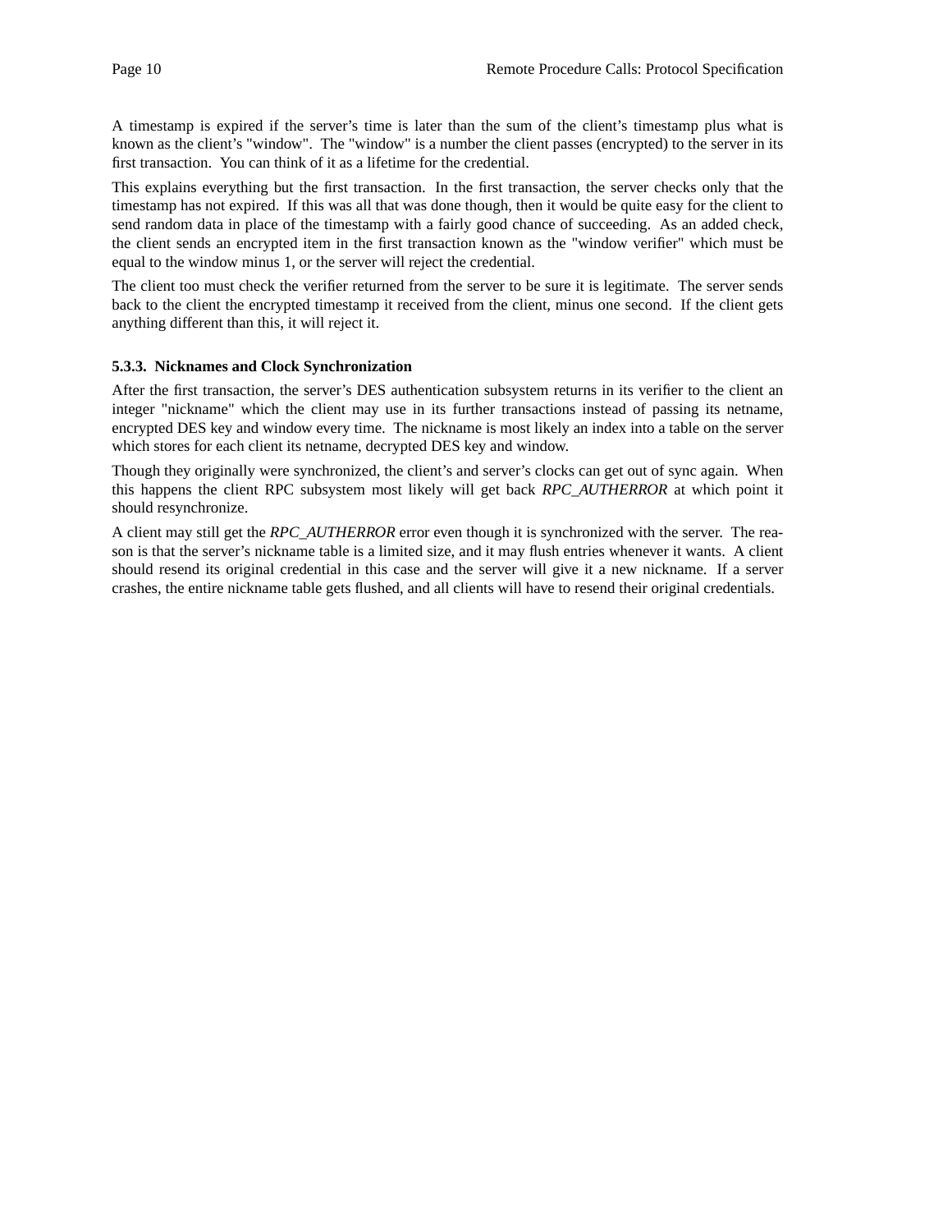A timestamp is expired if the server's time is later than the sum of the client's timestamp plus what is known as the client's "window". The "window" is a number the client passes (encrypted) to the server in its first transaction. You can think of it as a lifetime for the credential.

This explains everything but the first transaction. In the first transaction, the server checks only that the timestamp has not expired. If this was all that was done though, then it would be quite easy for the client to send random data in place of the timestamp with a fairly good chance of succeeding. As an added check, the client sends an encrypted item in the first transaction known as the "window verifier" which must be equal to the window minus 1, or the server will reject the credential.

The client too must check the verifier returned from the server to be sure it is legitimate. The server sends back to the client the encrypted timestamp it received from the client, minus one second. If the client gets anything different than this, it will reject it.

### 5.3.3. Nicknames and Clock Synchronization

After the first transaction, the server's DES authentication subsystem returns in its verifier to the client an integer "nickname" which the client may use in its further transactions instead of passing its netname, encrypted DES key and window every time. The nickname is most likely an index into a table on the server which stores for each client its netname, decrypted DES key and window.

Though they originally were synchronized, the client's and server's clocks can get out of sync again. When this happens the client RPC subsystem most likely will get back *RPC_AUTHERROR* at which point it should resynchronize.

A client may still get the *RPC_AUTHERROR* error even though it is synchronized with the server. The reason is that the server's nickname table is a limited size, and it may flush entries whenever it wants. A client should resend its original credential in this case and the server will give it a new nickname. If a server crashes, the entire nickname table gets flushed, and all clients will have to resend their original credentials.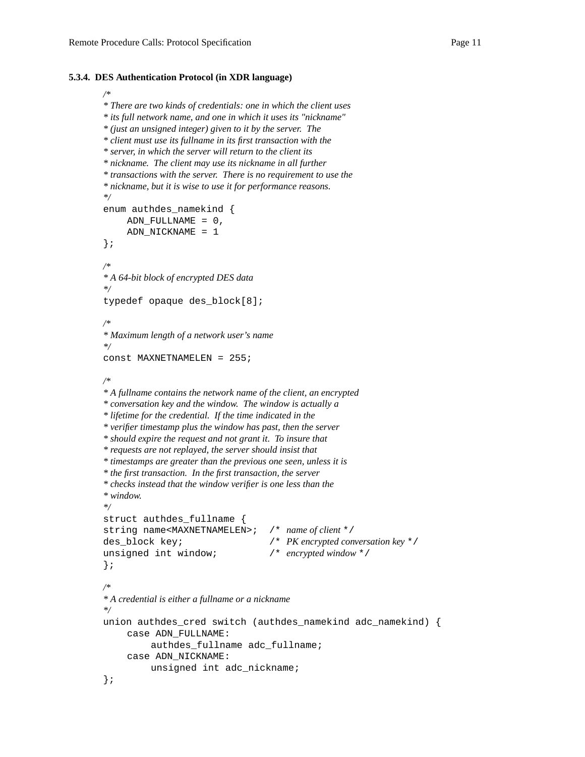#### 5.3.4. DES Authentication Protocol (in XDR language)

```
/*
* There are two kinds of credentials: one in which the client uses
* its full network name, and one in which it uses its "nickname"
* (just an unsigned integer) given to it by the server.  The
* client must use its fullname in its first transaction with the
* server, in which the server will return to the client its
* nickname.  The client may use its nickname in all further
* transactions with the server.  There is no requirement to use the
* nickname, but it is wise to use it for performance reasons.
*/
enum authdes_namekind {
    ADN_FULLNAME = 0,
    ADN_NICKNAME = 1
};

/*
* A 64-bit block of encrypted DES data
*/
typedef opaque des_block[8];

/*
* Maximum length of a network user's name
*/
const MAXNETNAMELEN = 255;

/*
* A fullname contains the network name of the client, an encrypted
* conversation key and the window.  The window is actually a
* lifetime for the credential.  If the time indicated in the
* verifier timestamp plus the window has past, then the server
* should expire the request and not grant it.  To insure that
* requests are not replayed, the server should insist that
* timestamps are greater than the previous one seen, unless it is
* the first transaction.  In the first transaction, the server
* checks instead that the window verifier is one less than the
* window.
*/
struct authdes_fullname {
string name<MAXNETNAMELEN>;  /* name of client */
des_block key;               /* PK encrypted conversation key */
unsigned int window;         /* encrypted window */
};

/*
* A credential is either a fullname or a nickname
*/
union authdes_cred switch (authdes_namekind adc_namekind) {
    case ADN_FULLNAME:
        authdes_fullname adc_fullname;
    case ADN_NICKNAME:
        unsigned int adc_nickname;
};
```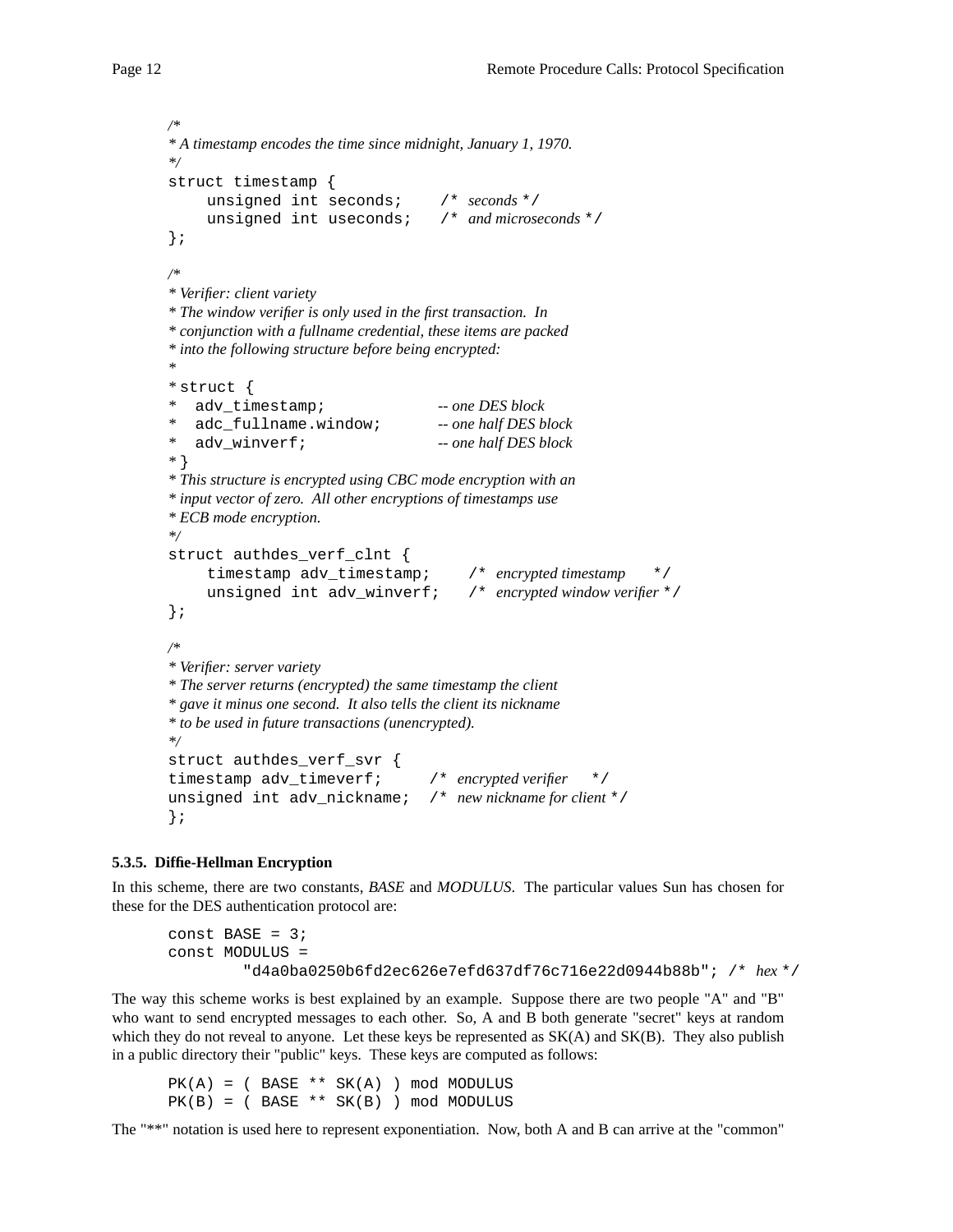```
/*
 * A timestamp encodes the time since midnight, January 1, 1970.
 */
struct timestamp {
    unsigned int seconds;    /* seconds */
    unsigned int useconds;   /* and microseconds */
};

/*
 * Verifier: client variety
 * The window verifier is only used in the first transaction.  In
 * conjunction with a fullname credential, these items are packed
 * into the following structure before being encrypted:
 *
 * struct {
 *   adv_timestamp;            -- one DES block
 *   adc_fullname.window;      -- one half DES block
 *   adv_winverf;              -- one half DES block
 * }
 * This structure is encrypted using CBC mode encryption with an
 * input vector of zero.  All other encryptions of timestamps use
 * ECB mode encryption.
 */
struct authdes_verf_clnt {
    timestamp adv_timestamp;    /* encrypted timestamp      */
    unsigned int adv_winverf;   /* encrypted window verifier */
};

/*
 * Verifier: server variety
 * The server returns (encrypted) the same timestamp the client
 * gave it minus one second.  It also tells the client its nickname
 * to be used in future transactions (unencrypted).
 */
struct authdes_verf_svr {
timestamp adv_timeverf;     /* encrypted verifier     */
unsigned int adv_nickname;  /* new nickname for client */
};
```

#### 5.3.5. Diffie-Hellman Encryption

In this scheme, there are two constants, *BASE* and *MODULUS*. The particular values Sun has chosen for these for the DES authentication protocol are:

```
const BASE = 3;
const MODULUS =
        "d4a0ba0250b6fd2ec626e7efd637df76c716e22d0944b88b"; /* hex */
```

The way this scheme works is best explained by an example. Suppose there are two people "A" and "B" who want to send encrypted messages to each other. So, A and B both generate "secret" keys at random which they do not reveal to anyone. Let these keys be represented as SK(A) and SK(B). They also publish in a public directory their "public" keys. These keys are computed as follows:

```
PK(A) = ( BASE ** SK(A) ) mod MODULUS
PK(B) = ( BASE ** SK(B) ) mod MODULUS
```

The "**" notation is used here to represent exponentiation. Now, both A and B can arrive at the "common"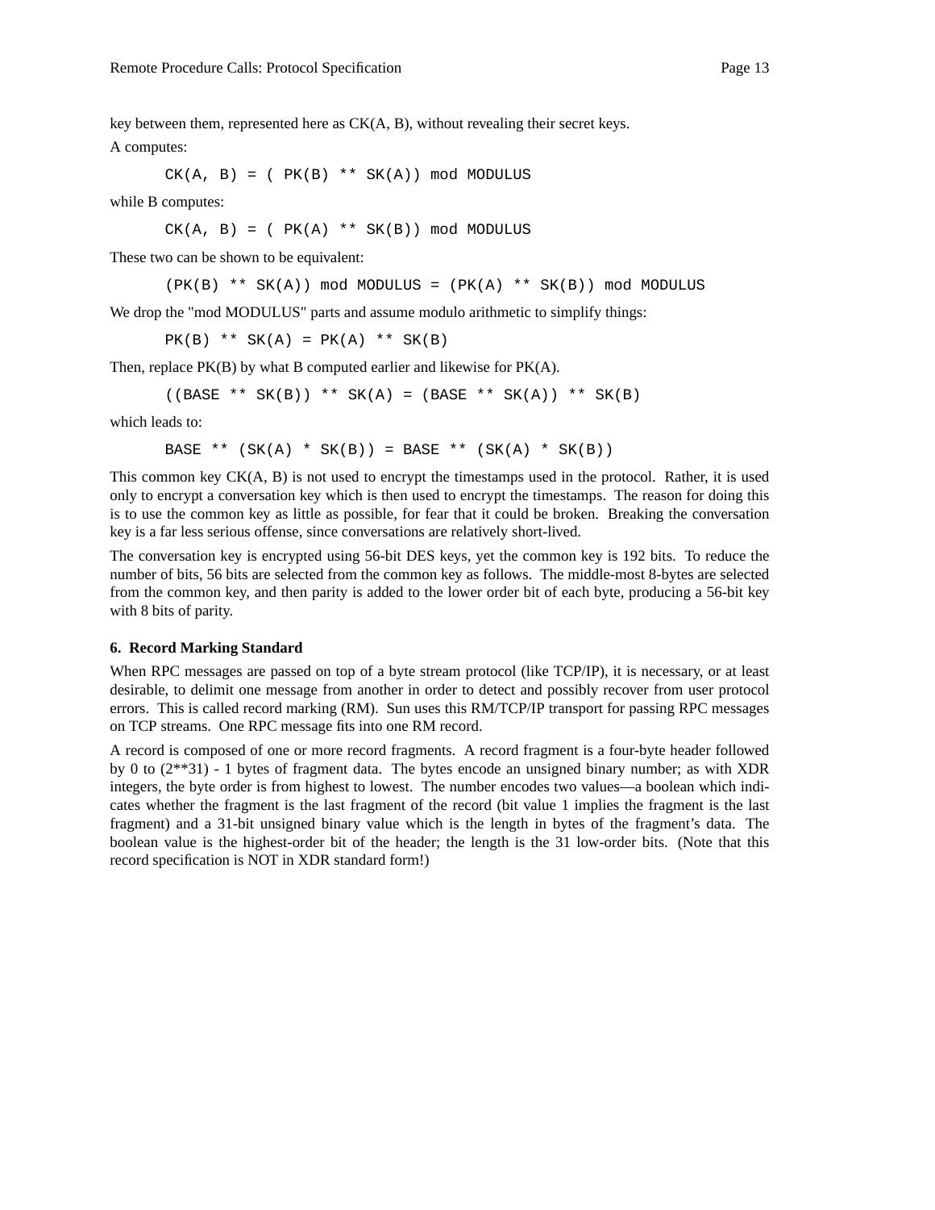key between them, represented here as CK(A, B), without revealing their secret keys.

A computes:

```
CK(A, B) = ( PK(B) ** SK(A)) mod MODULUS
```

while B computes:

```
CK(A, B) = ( PK(A) ** SK(B)) mod MODULUS
```

These two can be shown to be equivalent:

```
(PK(B) ** SK(A)) mod MODULUS = (PK(A) ** SK(B)) mod MODULUS
```

We drop the "mod MODULUS" parts and assume modulo arithmetic to simplify things:

```
PK(B) ** SK(A) = PK(A) ** SK(B)
```

Then, replace PK(B) by what B computed earlier and likewise for PK(A).

```
((BASE ** SK(B)) ** SK(A) = (BASE ** SK(A)) ** SK(B)
```

which leads to:

```
BASE ** (SK(A) * SK(B)) = BASE ** (SK(A) * SK(B))
```

This common key CK(A, B) is not used to encrypt the timestamps used in the protocol. Rather, it is used only to encrypt a conversation key which is then used to encrypt the timestamps. The reason for doing this is to use the common key as little as possible, for fear that it could be broken. Breaking the conversation key is a far less serious offense, since conversations are relatively short-lived.

The conversation key is encrypted using 56-bit DES keys, yet the common key is 192 bits. To reduce the number of bits, 56 bits are selected from the common key as follows. The middle-most 8-bytes are selected from the common key, and then parity is added to the lower order bit of each byte, producing a 56-bit key with 8 bits of parity.

## 6. Record Marking Standard

When RPC messages are passed on top of a byte stream protocol (like TCP/IP), it is necessary, or at least desirable, to delimit one message from another in order to detect and possibly recover from user protocol errors. This is called record marking (RM). Sun uses this RM/TCP/IP transport for passing RPC messages on TCP streams. One RPC message fits into one RM record.

A record is composed of one or more record fragments. A record fragment is a four-byte header followed by 0 to (2**31) - 1 bytes of fragment data. The bytes encode an unsigned binary number; as with XDR integers, the byte order is from highest to lowest. The number encodes two values—a boolean which indicates whether the fragment is the last fragment of the record (bit value 1 implies the fragment is the last fragment) and a 31-bit unsigned binary value which is the length in bytes of the fragment's data. The boolean value is the highest-order bit of the header; the length is the 31 low-order bits. (Note that this record specification is NOT in XDR standard form!)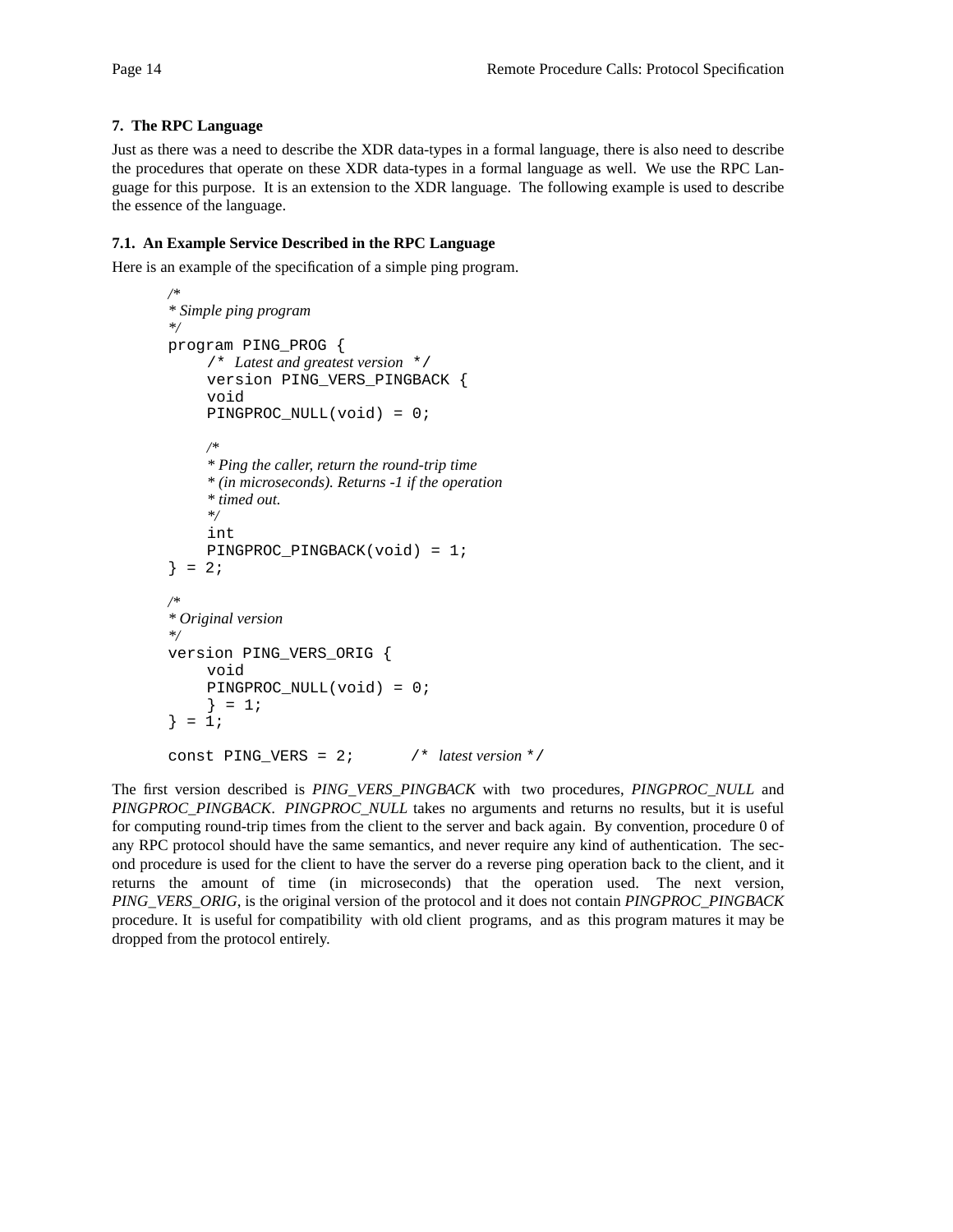### 7. The RPC Language

Just as there was a need to describe the XDR data-types in a formal language, there is also need to describe the procedures that operate on these XDR data-types in a formal language as well. We use the RPC Language for this purpose. It is an extension to the XDR language. The following example is used to describe the essence of the language.

#### 7.1. An Example Service Described in the RPC Language

Here is an example of the specification of a simple ping program.

```
/*
* Simple ping program
*/
program PING_PROG {
     /* Latest and greatest version */
     version PING_VERS_PINGBACK {
     void
     PINGPROC_NULL(void) = 0;

     /*
     * Ping the caller, return the round-trip time
     * (in microseconds). Returns -1 if the operation
     * timed out.
     */
     int
     PINGPROC_PINGBACK(void) = 1;
} = 2;

/*
* Original version
*/
version PING_VERS_ORIG {
     void
     PINGPROC_NULL(void) = 0;
     } = 1;
} = 1;

const PING_VERS = 2;      /* latest version */
```

The first version described is *PING_VERS_PINGBACK* with two procedures, *PINGPROC_NULL* and *PINGPROC_PINGBACK*. *PINGPROC_NULL* takes no arguments and returns no results, but it is useful for computing round-trip times from the client to the server and back again. By convention, procedure 0 of any RPC protocol should have the same semantics, and never require any kind of authentication. The second procedure is used for the client to have the server do a reverse ping operation back to the client, and it returns the amount of time (in microseconds) that the operation used. The next version, *PING_VERS_ORIG*, is the original version of the protocol and it does not contain *PINGPROC_PINGBACK* procedure. It is useful for compatibility with old client programs, and as this program matures it may be dropped from the protocol entirely.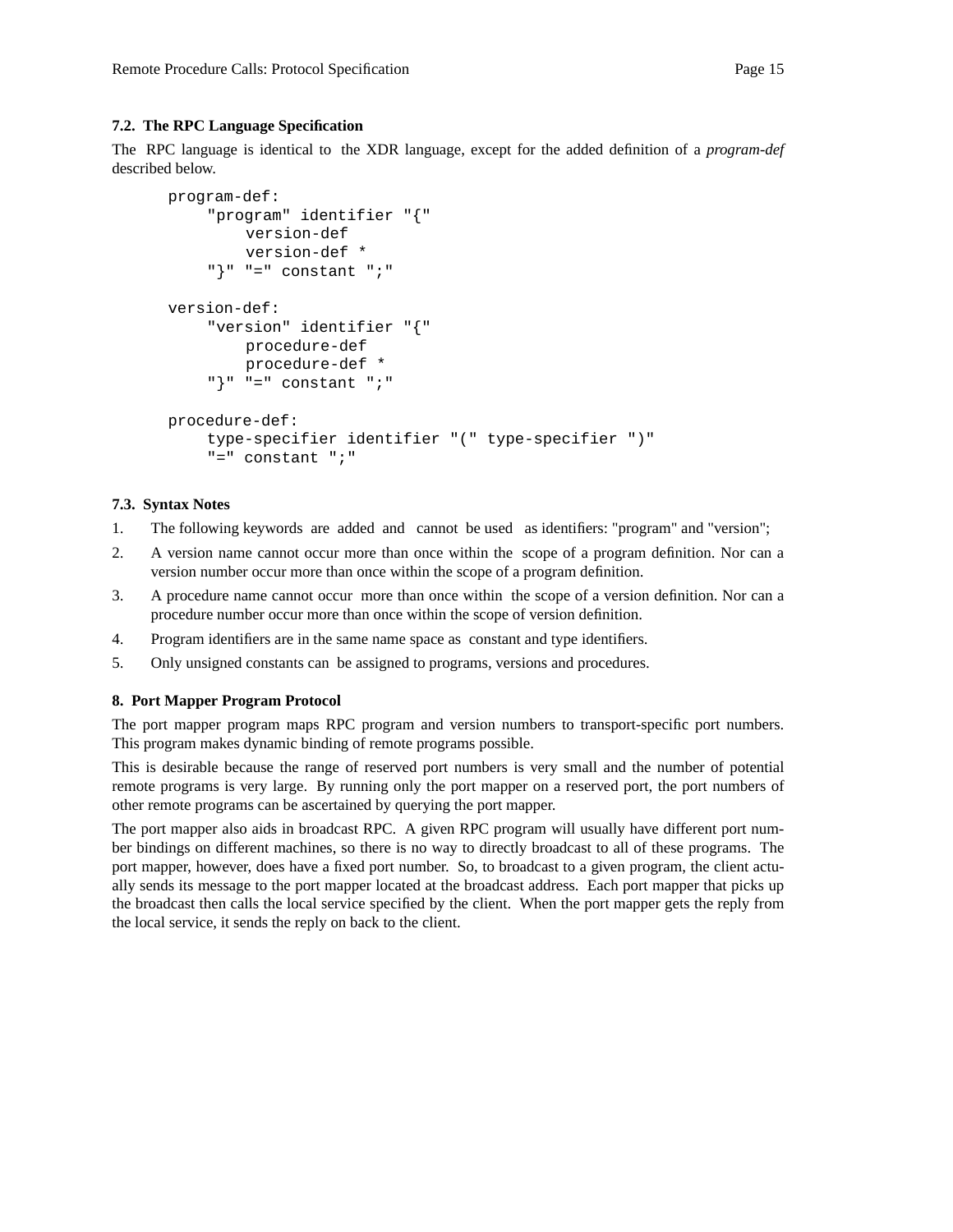### 7.2. The RPC Language Specification

The RPC language is identical to the XDR language, except for the added definition of a *program-def* described below.

```
program-def:
    "program" identifier "{"
        version-def
        version-def *
    "}" "=" constant ";"

version-def:
    "version" identifier "{"
        procedure-def
        procedure-def *
    "}" "=" constant ";"

procedure-def:
    type-specifier identifier "(" type-specifier ")"
    "=" constant ";"
```

### 7.3. Syntax Notes

1. The following keywords are added and cannot be used as identifiers: "program" and "version";
2. A version name cannot occur more than once within the scope of a program definition. Nor can a version number occur more than once within the scope of a program definition.
3. A procedure name cannot occur more than once within the scope of a version definition. Nor can a procedure number occur more than once within the scope of version definition.
4. Program identifiers are in the same name space as constant and type identifiers.
5. Only unsigned constants can be assigned to programs, versions and procedures.

## 8. Port Mapper Program Protocol

The port mapper program maps RPC program and version numbers to transport-specific port numbers. This program makes dynamic binding of remote programs possible.

This is desirable because the range of reserved port numbers is very small and the number of potential remote programs is very large. By running only the port mapper on a reserved port, the port numbers of other remote programs can be ascertained by querying the port mapper.

The port mapper also aids in broadcast RPC. A given RPC program will usually have different port number bindings on different machines, so there is no way to directly broadcast to all of these programs. The port mapper, however, does have a fixed port number. So, to broadcast to a given program, the client actually sends its message to the port mapper located at the broadcast address. Each port mapper that picks up the broadcast then calls the local service specified by the client. When the port mapper gets the reply from the local service, it sends the reply on back to the client.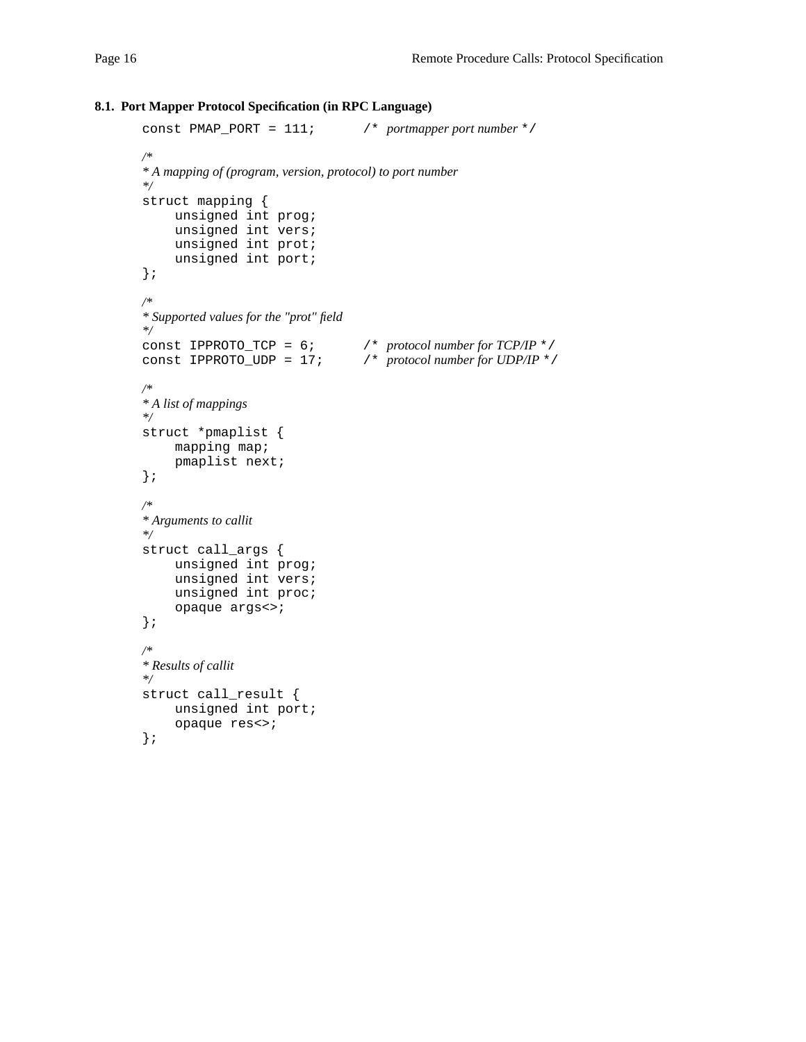### 8.1. Port Mapper Protocol Specification (in RPC Language)

```
const PMAP_PORT = 111;      /* portmapper port number */

/*
* A mapping of (program, version, protocol) to port number
*/
struct mapping {
    unsigned int prog;
    unsigned int vers;
    unsigned int prot;
    unsigned int port;
};

/*
* Supported values for the "prot" field
*/
const IPPROTO_TCP = 6;      /* protocol number for TCP/IP */
const IPPROTO_UDP = 17;     /* protocol number for UDP/IP */

/*
* A list of mappings
*/
struct *pmaplist {
    mapping map;
    pmaplist next;
};

/*
* Arguments to callit
*/
struct call_args {
    unsigned int prog;
    unsigned int vers;
    unsigned int proc;
    opaque args<>;
};

/*
* Results of callit
*/
struct call_result {
    unsigned int port;
    opaque res<>;
};
```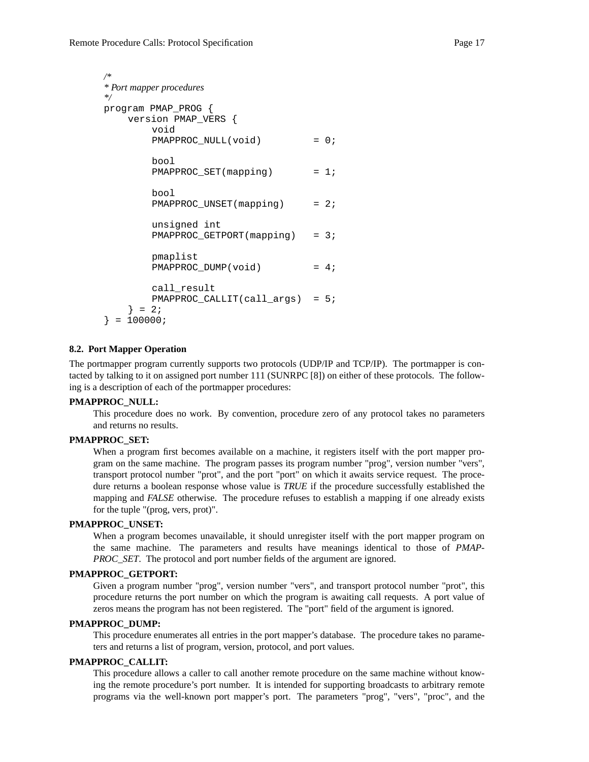```
/*
 * Port mapper procedures
 */
program PMAP_PROG {
    version PMAP_VERS {
        void
        PMAPPROC_NULL(void)         = 0;

        bool
        PMAPPROC_SET(mapping)       = 1;

        bool
        PMAPPROC_UNSET(mapping)     = 2;

        unsigned int
        PMAPPROC_GETPORT(mapping)   = 3;

        pmaplist
        PMAPPROC_DUMP(void)         = 4;

        call_result
        PMAPPROC_CALLIT(call_args)  = 5;
    } = 2;
} = 100000;
```

### 8.2. Port Mapper Operation

The portmapper program currently supports two protocols (UDP/IP and TCP/IP). The portmapper is contacted by talking to it on assigned port number 111 (SUNRPC [8]) on either of these protocols. The following is a description of each of the portmapper procedures:

**PMAPPROC_NULL:**

This procedure does no work. By convention, procedure zero of any protocol takes no parameters and returns no results.

**PMAPPROC_SET:**

When a program first becomes available on a machine, it registers itself with the port mapper program on the same machine. The program passes its program number "prog", version number "vers", transport protocol number "prot", and the port "port" on which it awaits service request. The procedure returns a boolean response whose value is *TRUE* if the procedure successfully established the mapping and *FALSE* otherwise. The procedure refuses to establish a mapping if one already exists for the tuple "(prog, vers, prot)".

**PMAPPROC_UNSET:**

When a program becomes unavailable, it should unregister itself with the port mapper program on the same machine. The parameters and results have meanings identical to those of *PMAPPROC_SET*. The protocol and port number fields of the argument are ignored.

**PMAPPROC_GETPORT:**

Given a program number "prog", version number "vers", and transport protocol number "prot", this procedure returns the port number on which the program is awaiting call requests. A port value of zeros means the program has not been registered. The "port" field of the argument is ignored.

**PMAPPROC_DUMP:**

This procedure enumerates all entries in the port mapper's database. The procedure takes no parameters and returns a list of program, version, protocol, and port values.

**PMAPPROC_CALLIT:**

This procedure allows a caller to call another remote procedure on the same machine without knowing the remote procedure's port number. It is intended for supporting broadcasts to arbitrary remote programs via the well-known port mapper's port. The parameters "prog", "vers", "proc", and the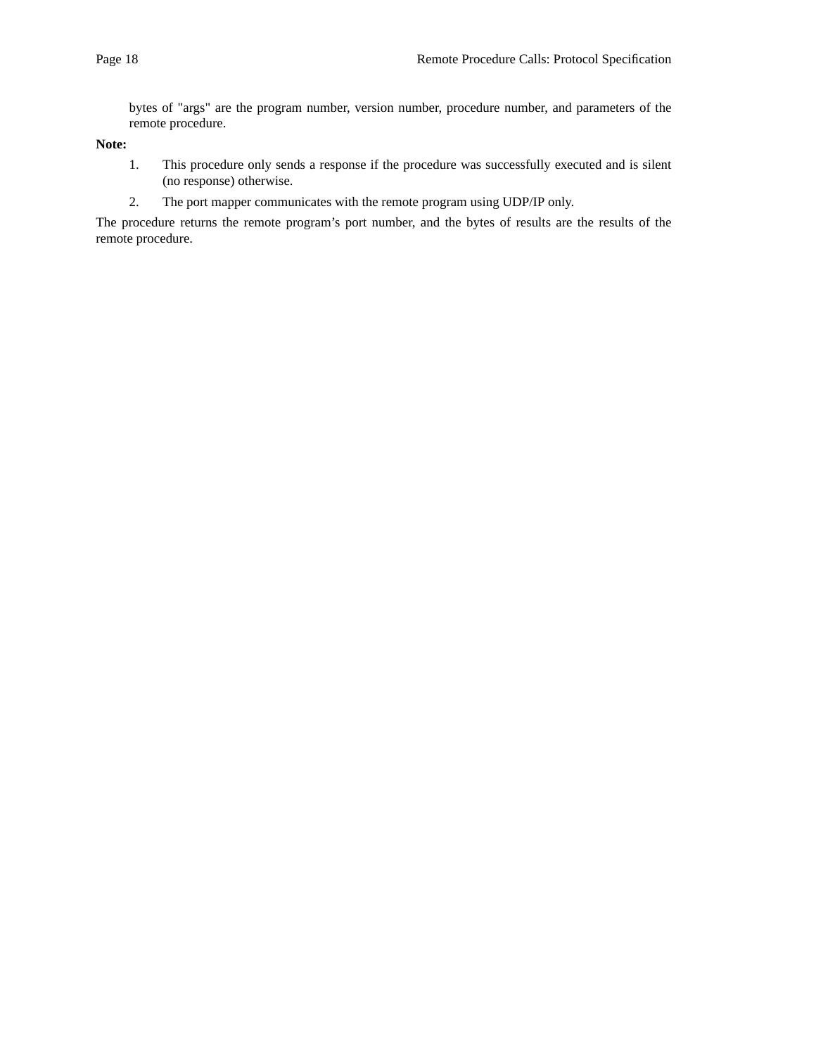bytes of "args" are the program number, version number, procedure number, and parameters of the remote procedure.

**Note:**

1. This procedure only sends a response if the procedure was successfully executed and is silent (no response) otherwise.
2. The port mapper communicates with the remote program using UDP/IP only.

The procedure returns the remote program's port number, and the bytes of results are the results of the remote procedure.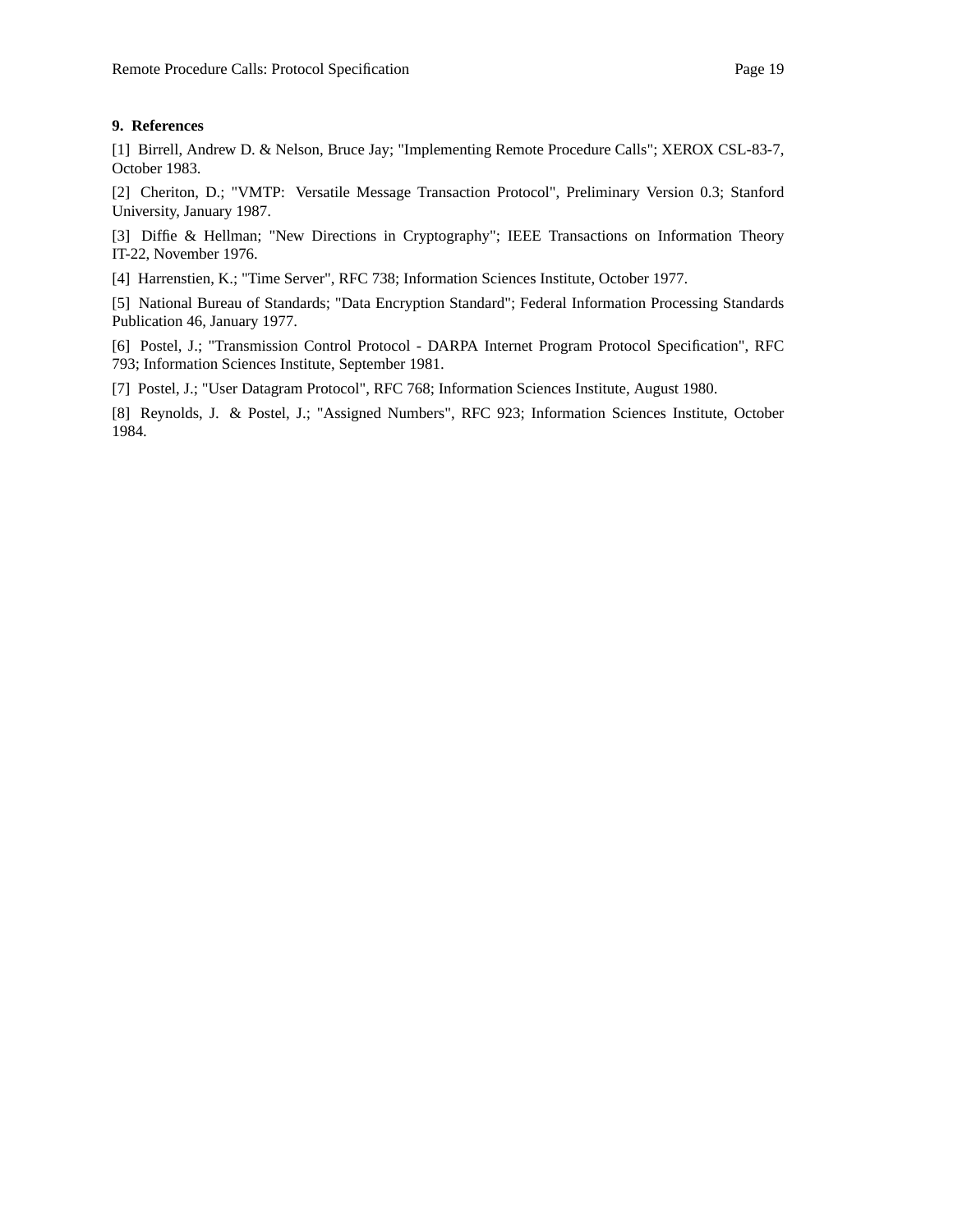## 9. References

[1] Birrell, Andrew D. & Nelson, Bruce Jay; "Implementing Remote Procedure Calls"; XEROX CSL-83-7, October 1983.

[2] Cheriton, D.; "VMTP: Versatile Message Transaction Protocol", Preliminary Version 0.3; Stanford University, January 1987.

[3] Diffie & Hellman; "New Directions in Cryptography"; IEEE Transactions on Information Theory IT-22, November 1976.

[4] Harrenstien, K.; "Time Server", RFC 738; Information Sciences Institute, October 1977.

[5] National Bureau of Standards; "Data Encryption Standard"; Federal Information Processing Standards Publication 46, January 1977.

[6] Postel, J.; "Transmission Control Protocol - DARPA Internet Program Protocol Specification", RFC 793; Information Sciences Institute, September 1981.

[7] Postel, J.; "User Datagram Protocol", RFC 768; Information Sciences Institute, August 1980.

[8] Reynolds, J. & Postel, J.; "Assigned Numbers", RFC 923; Information Sciences Institute, October 1984.